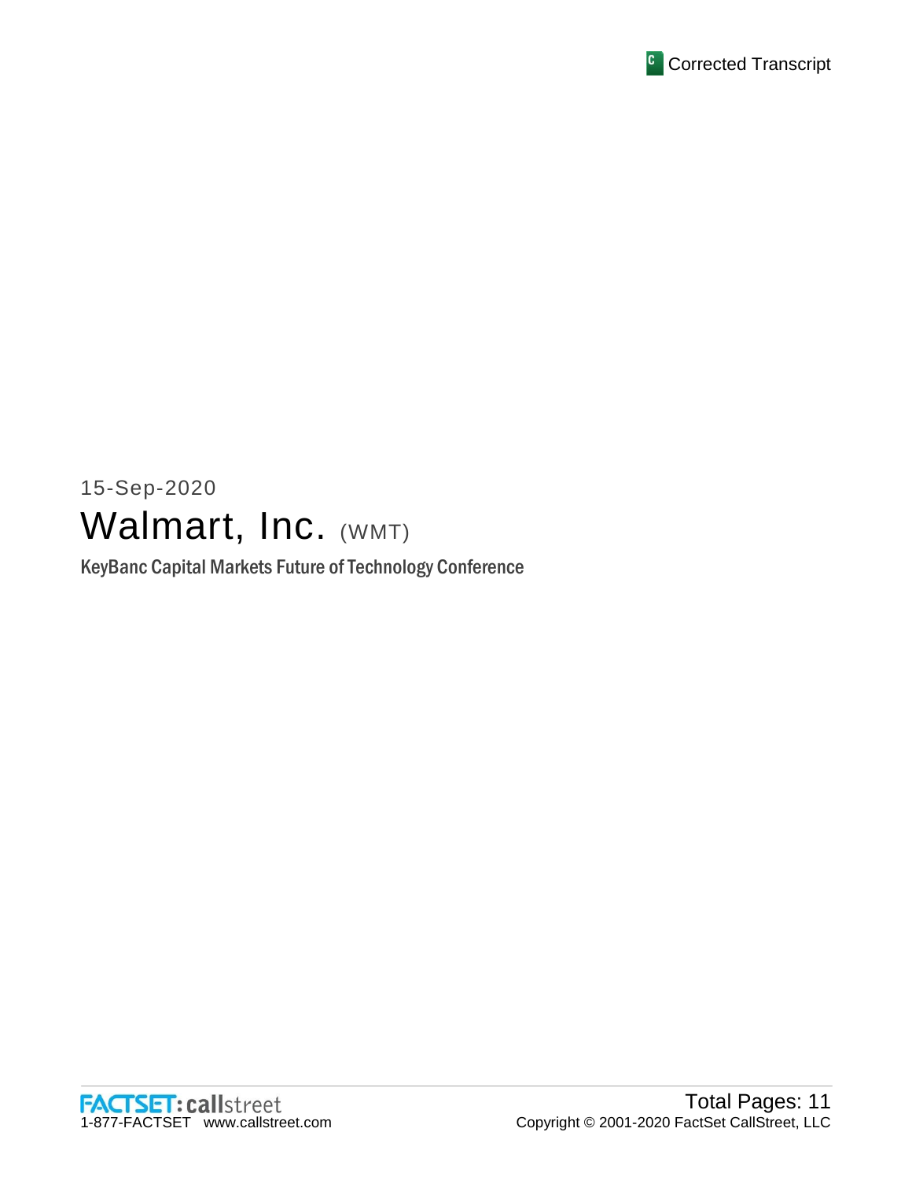Corrected Transcript

15-Sep-2020

# Walmart, Inc. (WMT)

KeyBanc Capital Markets Future of Technology Conference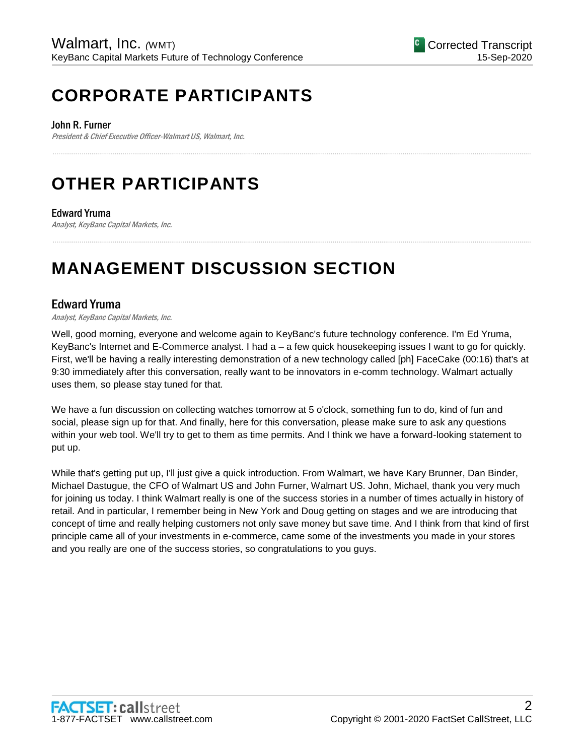# CORPORATE PARTICIPANTS

**John R. Furner**
*President & Chief Executive Officer-Walmart US, Walmart, Inc.*

# OTHER PARTICIPANTS

**Edward Yruma**
*Analyst, KeyBanc Capital Markets, Inc.*

# MANAGEMENT DISCUSSION SECTION

## Edward Yruma

*Analyst, KeyBanc Capital Markets, Inc.*

Well, good morning, everyone and welcome again to KeyBanc's future technology conference. I'm Ed Yruma, KeyBanc's Internet and E-Commerce analyst. I had a – a few quick housekeeping issues I want to go for quickly. First, we'll be having a really interesting demonstration of a new technology called [ph] FaceCake (00:16) that's at 9:30 immediately after this conversation, really want to be innovators in e-comm technology. Walmart actually uses them, so please stay tuned for that.

We have a fun discussion on collecting watches tomorrow at 5 o'clock, something fun to do, kind of fun and social, please sign up for that. And finally, here for this conversation, please make sure to ask any questions within your web tool. We'll try to get to them as time permits. And I think we have a forward-looking statement to put up.

While that's getting put up, I'll just give a quick introduction. From Walmart, we have Kary Brunner, Dan Binder, Michael Dastugue, the CFO of Walmart US and John Furner, Walmart US. John, Michael, thank you very much for joining us today. I think Walmart really is one of the success stories in a number of times actually in history of retail. And in particular, I remember being in New York and Doug getting on stages and we are introducing that concept of time and really helping customers not only save money but save time. And I think from that kind of first principle came all of your investments in e-commerce, came some of the investments you made in your stores and you really are one of the success stories, so congratulations to you guys.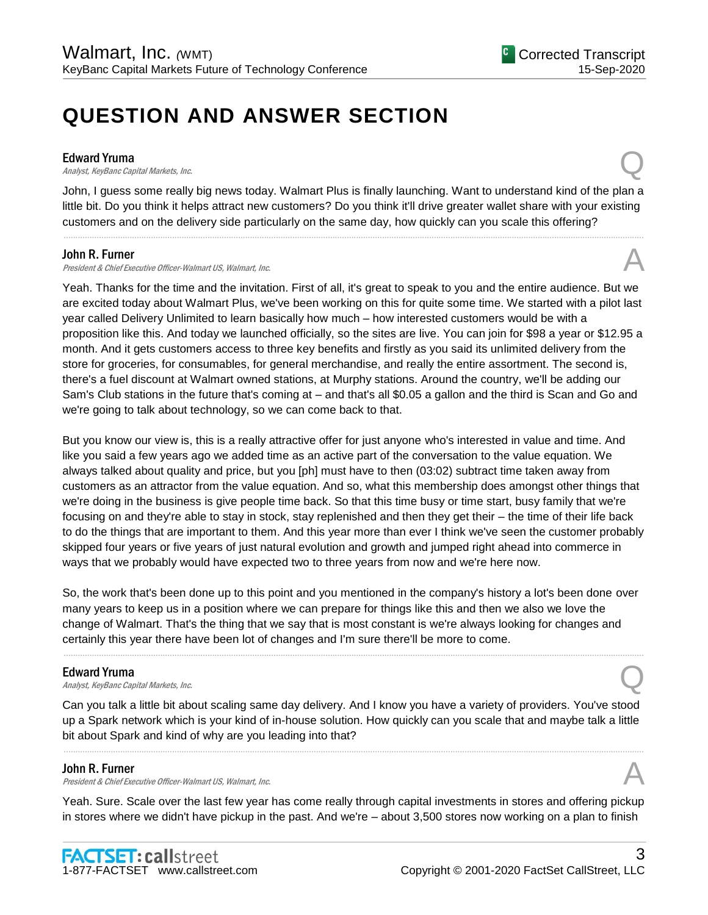# QUESTION AND ANSWER SECTION

**Edward Yruma**
*Analyst, KeyBanc Capital Markets, Inc.*

Q

John, I guess some really big news today. Walmart Plus is finally launching. Want to understand kind of the plan a little bit. Do you think it helps attract new customers? Do you think it'll drive greater wallet share with your existing customers and on the delivery side particularly on the same day, how quickly can you scale this offering?

---

**John R. Furner**
*President & Chief Executive Officer-Walmart US, Walmart, Inc.*

A

Yeah. Thanks for the time and the invitation. First of all, it's great to speak to you and the entire audience. But we are excited today about Walmart Plus, we've been working on this for quite some time. We started with a pilot last year called Delivery Unlimited to learn basically how much – how interested customers would be with a proposition like this. And today we launched officially, so the sites are live. You can join for $98 a year or $12.95 a month. And it gets customers access to three key benefits and firstly as you said its unlimited delivery from the store for groceries, for consumables, for general merchandise, and really the entire assortment. The second is, there's a fuel discount at Walmart owned stations, at Murphy stations. Around the country, we'll be adding our Sam's Club stations in the future that's coming at – and that's all $0.05 a gallon and the third is Scan and Go and we're going to talk about technology, so we can come back to that.

But you know our view is, this is a really attractive offer for just anyone who's interested in value and time. And like you said a few years ago we added time as an active part of the conversation to the value equation. We always talked about quality and price, but you [ph] must have to then (03:02) subtract time taken away from customers as an attractor from the value equation. And so, what this membership does amongst other things that we're doing in the business is give people time back. So that this time busy or time start, busy family that we're focusing on and they're able to stay in stock, stay replenished and then they get their – the time of their life back to do the things that are important to them. And this year more than ever I think we've seen the customer probably skipped four years or five years of just natural evolution and growth and jumped right ahead into commerce in ways that we probably would have expected two to three years from now and we're here now.

So, the work that's been done up to this point and you mentioned in the company's history a lot's been done over many years to keep us in a position where we can prepare for things like this and then we also we love the change of Walmart. That's the thing that we say that is most constant is we're always looking for changes and certainly this year there have been lot of changes and I'm sure there'll be more to come.

---

**Edward Yruma**
*Analyst, KeyBanc Capital Markets, Inc.*

Q

Can you talk a little bit about scaling same day delivery. And I know you have a variety of providers. You've stood up a Spark network which is your kind of in-house solution. How quickly can you scale that and maybe talk a little bit about Spark and kind of why are you leading into that?

---

**John R. Furner**
*President & Chief Executive Officer-Walmart US, Walmart, Inc.*

A

Yeah. Sure. Scale over the last few year has come really through capital investments in stores and offering pickup in stores where we didn't have pickup in the past. And we're – about 3,500 stores now working on a plan to finish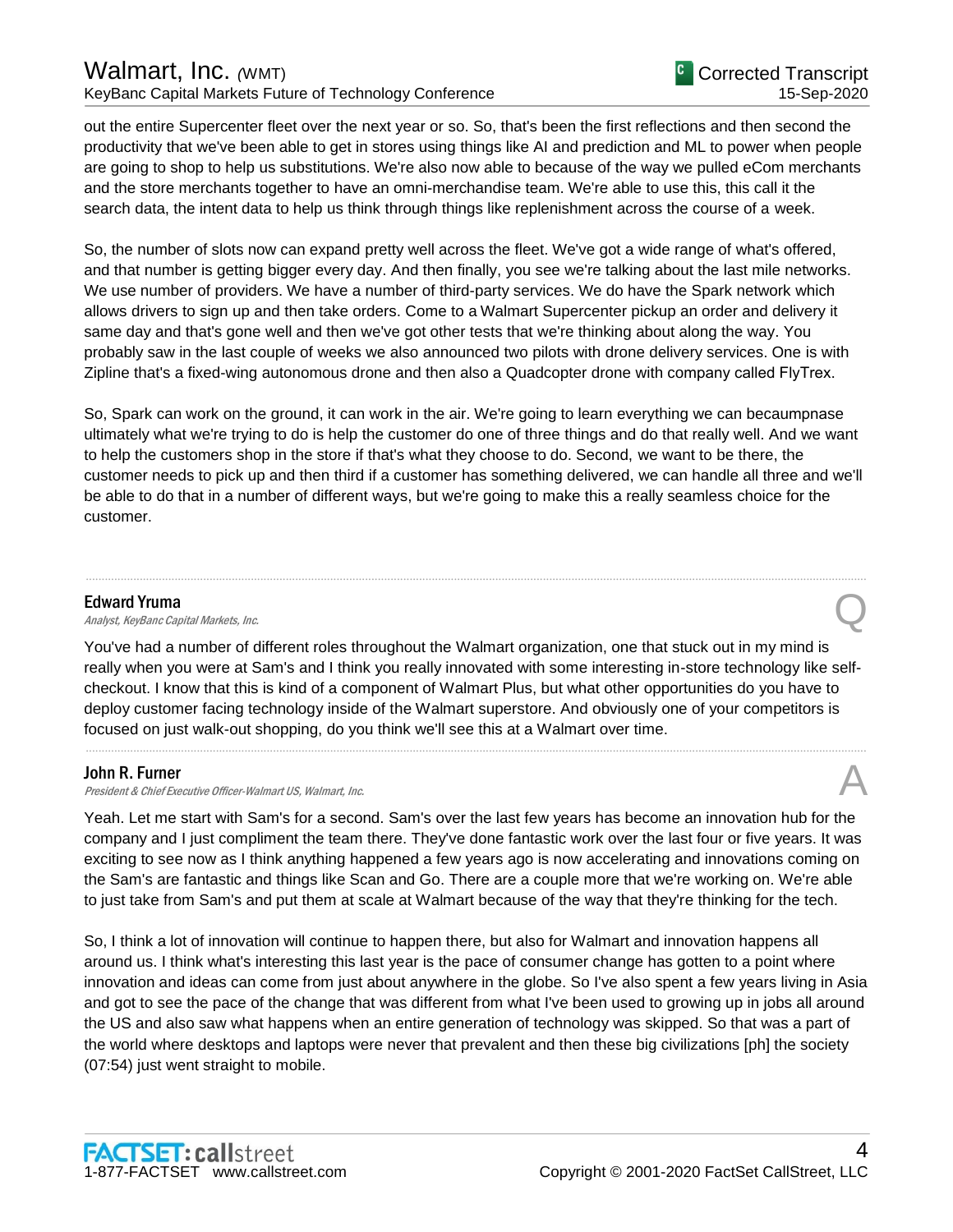out the entire Supercenter fleet over the next year or so. So, that's been the first reflections and then second the productivity that we've been able to get in stores using things like AI and prediction and ML to power when people are going to shop to help us substitutions. We're also now able to because of the way we pulled eCom merchants and the store merchants together to have an omni-merchandise team. We're able to use this, this call it the search data, the intent data to help us think through things like replenishment across the course of a week.

So, the number of slots now can expand pretty well across the fleet. We've got a wide range of what's offered, and that number is getting bigger every day. And then finally, you see we're talking about the last mile networks. We use number of providers. We have a number of third-party services. We do have the Spark network which allows drivers to sign up and then take orders. Come to a Walmart Supercenter pickup an order and delivery it same day and that's gone well and then we've got other tests that we're thinking about along the way. You probably saw in the last couple of weeks we also announced two pilots with drone delivery services. One is with Zipline that's a fixed-wing autonomous drone and then also a Quadcopter drone with company called FlyTrex.

So, Spark can work on the ground, it can work in the air. We're going to learn everything we can becaumpnase ultimately what we're trying to do is help the customer do one of three things and do that really well. And we want to help the customers shop in the store if that's what they choose to do. Second, we want to be there, the customer needs to pick up and then third if a customer has something delivered, we can handle all three and we'll be able to do that in a number of different ways, but we're going to make this a really seamless choice for the customer.

---

**Edward Yruma**
*Analyst, KeyBanc Capital Markets, Inc.* **Q**

You've had a number of different roles throughout the Walmart organization, one that stuck out in my mind is really when you were at Sam's and I think you really innovated with some interesting in-store technology like self-checkout. I know that this is kind of a component of Walmart Plus, but what other opportunities do you have to deploy customer facing technology inside of the Walmart superstore. And obviously one of your competitors is focused on just walk-out shopping, do you think we'll see this at a Walmart over time.

---

**John R. Furner**
*President & Chief Executive Officer-Walmart US, Walmart, Inc.* **A**

Yeah. Let me start with Sam's for a second. Sam's over the last few years has become an innovation hub for the company and I just compliment the team there. They've done fantastic work over the last four or five years. It was exciting to see now as I think anything happened a few years ago is now accelerating and innovations coming on the Sam's are fantastic and things like Scan and Go. There are a couple more that we're working on. We're able to just take from Sam's and put them at scale at Walmart because of the way that they're thinking for the tech.

So, I think a lot of innovation will continue to happen there, but also for Walmart and innovation happens all around us. I think what's interesting this last year is the pace of consumer change has gotten to a point where innovation and ideas can come from just about anywhere in the globe. So I've also spent a few years living in Asia and got to see the pace of the change that was different from what I've been used to growing up in jobs all around the US and also saw what happens when an entire generation of technology was skipped. So that was a part of the world where desktops and laptops were never that prevalent and then these big civilizations [ph] the society (07:54) just went straight to mobile.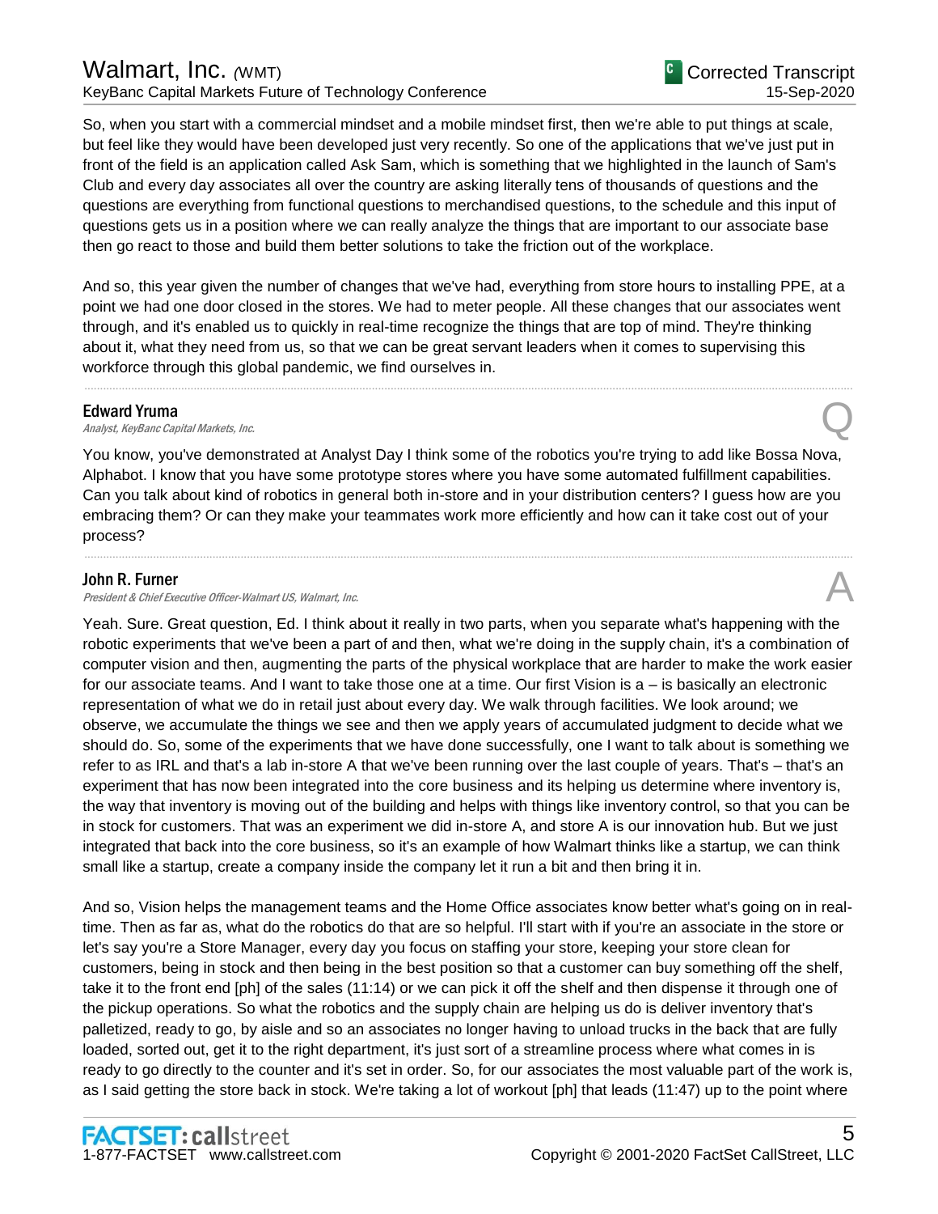So, when you start with a commercial mindset and a mobile mindset first, then we're able to put things at scale, but feel like they would have been developed just very recently. So one of the applications that we've just put in front of the field is an application called Ask Sam, which is something that we highlighted in the launch of Sam's Club and every day associates all over the country are asking literally tens of thousands of questions and the questions are everything from functional questions to merchandised questions, to the schedule and this input of questions gets us in a position where we can really analyze the things that are important to our associate base then go react to those and build them better solutions to take the friction out of the workplace.

And so, this year given the number of changes that we've had, everything from store hours to installing PPE, at a point we had one door closed in the stores. We had to meter people. All these changes that our associates went through, and it's enabled us to quickly in real-time recognize the things that are top of mind. They're thinking about it, what they need from us, so that we can be great servant leaders when it comes to supervising this workforce through this global pandemic, we find ourselves in.

---

**Edward Yruma**
*Analyst, KeyBanc Capital Markets, Inc.* **Q**

You know, you've demonstrated at Analyst Day I think some of the robotics you're trying to add like Bossa Nova, Alphabot. I know that you have some prototype stores where you have some automated fulfillment capabilities. Can you talk about kind of robotics in general both in-store and in your distribution centers? I guess how are you embracing them? Or can they make your teammates work more efficiently and how can it take cost out of your process?

---

**John R. Furner**
*President & Chief Executive Officer-Walmart US, Walmart, Inc.* **A**

Yeah. Sure. Great question, Ed. I think about it really in two parts, when you separate what's happening with the robotic experiments that we've been a part of and then, what we're doing in the supply chain, it's a combination of computer vision and then, augmenting the parts of the physical workplace that are harder to make the work easier for our associate teams. And I want to take those one at a time. Our first Vision is a – is basically an electronic representation of what we do in retail just about every day. We walk through facilities. We look around; we observe, we accumulate the things we see and then we apply years of accumulated judgment to decide what we should do. So, some of the experiments that we have done successfully, one I want to talk about is something we refer to as IRL and that's a lab in-store A that we've been running over the last couple of years. That's – that's an experiment that has now been integrated into the core business and its helping us determine where inventory is, the way that inventory is moving out of the building and helps with things like inventory control, so that you can be in stock for customers. That was an experiment we did in-store A, and store A is our innovation hub. But we just integrated that back into the core business, so it's an example of how Walmart thinks like a startup, we can think small like a startup, create a company inside the company let it run a bit and then bring it in.

And so, Vision helps the management teams and the Home Office associates know better what's going on in real-time. Then as far as, what do the robotics do that are so helpful. I'll start with if you're an associate in the store or let's say you're a Store Manager, every day you focus on staffing your store, keeping your store clean for customers, being in stock and then being in the best position so that a customer can buy something off the shelf, take it to the front end [ph] of the sales (11:14) or we can pick it off the shelf and then dispense it through one of the pickup operations. So what the robotics and the supply chain are helping us do is deliver inventory that's palletized, ready to go, by aisle and so an associates no longer having to unload trucks in the back that are fully loaded, sorted out, get it to the right department, it's just sort of a streamline process where what comes in is ready to go directly to the counter and it's set in order. So, for our associates the most valuable part of the work is, as I said getting the store back in stock. We're taking a lot of workout [ph] that leads (11:47) up to the point where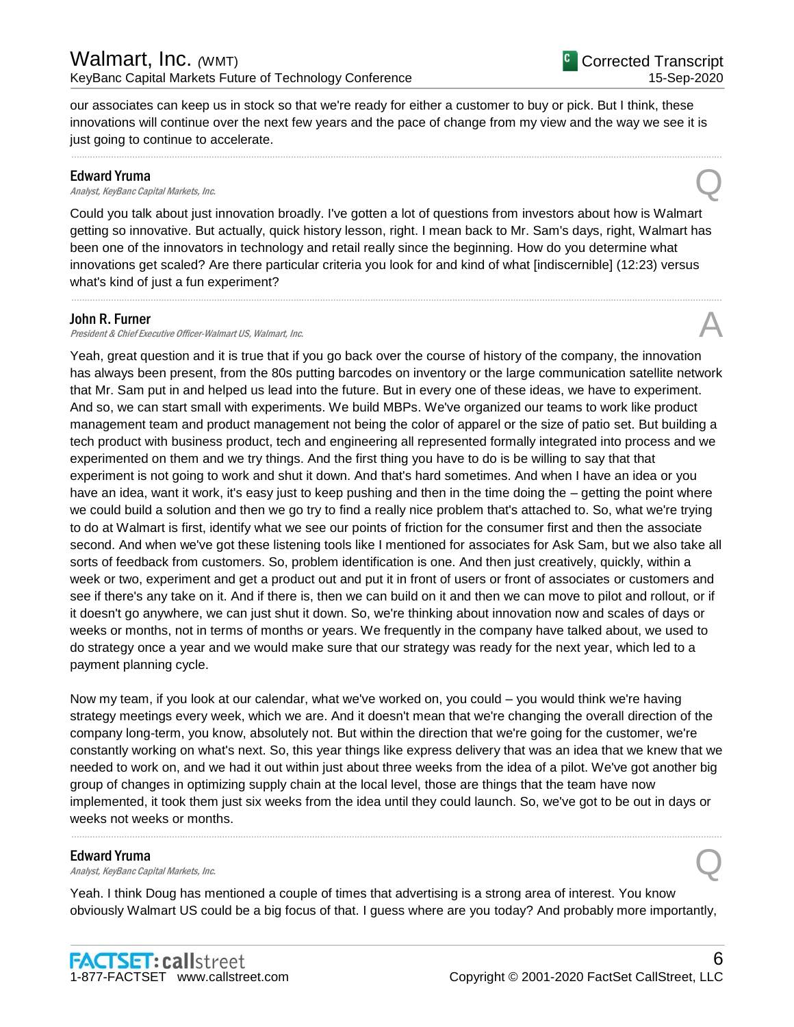our associates can keep us in stock so that we're ready for either a customer to buy or pick. But I think, these innovations will continue over the next few years and the pace of change from my view and the way we see it is just going to continue to accelerate.

---

**Edward Yuma**
*Analyst, KeyBanc Capital Markets, Inc.*

Q

Could you talk about just innovation broadly. I've gotten a lot of questions from investors about how is Walmart getting so innovative. But actually, quick history lesson, right. I mean back to Mr. Sam's days, right, Walmart has been one of the innovators in technology and retail really since the beginning. How do you determine what innovations get scaled? Are there particular criteria you look for and kind of what [indiscernible] (12:23) versus what's kind of just a fun experiment?

---

**John R. Furner**
*President & Chief Executive Officer-Walmart US, Walmart, Inc.*

A

Yeah, great question and it is true that if you go back over the course of history of the company, the innovation has always been present, from the 80s putting barcodes on inventory or the large communication satellite network that Mr. Sam put in and helped us lead into the future. But in every one of these ideas, we have to experiment. And so, we can start small with experiments. We build MBPs. We've organized our teams to work like product management team and product management not being the color of apparel or the size of patio set. But building a tech product with business product, tech and engineering all represented formally integrated into process and we experimented on them and we try things. And the first thing you have to do is be willing to say that that experiment is not going to work and shut it down. And that's hard sometimes. And when I have an idea or you have an idea, want it work, it's easy just to keep pushing and then in the time doing the – getting the point where we could build a solution and then we go try to find a really nice problem that's attached to. So, what we're trying to do at Walmart is first, identify what we see our points of friction for the consumer first and then the associate second. And when we've got these listening tools like I mentioned for associates for Ask Sam, but we also take all sorts of feedback from customers. So, problem identification is one. And then just creatively, quickly, within a week or two, experiment and get a product out and put it in front of users or front of associates or customers and see if there's any take on it. And if there is, then we can build on it and then we can move to pilot and rollout, or if it doesn't go anywhere, we can just shut it down. So, we're thinking about innovation now and scales of days or weeks or months, not in terms of months or years. We frequently in the company have talked about, we used to do strategy once a year and we would make sure that our strategy was ready for the next year, which led to a payment planning cycle.

Now my team, if you look at our calendar, what we've worked on, you could – you would think we're having strategy meetings every week, which we are. And it doesn't mean that we're changing the overall direction of the company long-term, you know, absolutely not. But within the direction that we're going for the customer, we're constantly working on what's next. So, this year things like express delivery that was an idea that we knew that we needed to work on, and we had it out within just about three weeks from the idea of a pilot. We've got another big group of changes in optimizing supply chain at the local level, those are things that the team have now implemented, it took them just six weeks from the idea until they could launch. So, we've got to be out in days or weeks not weeks or months.

---

**Edward Yuma**
*Analyst, KeyBanc Capital Markets, Inc.*

Q

Yeah. I think Doug has mentioned a couple of times that advertising is a strong area of interest. You know obviously Walmart US could be a big focus of that. I guess where are you today? And probably more importantly,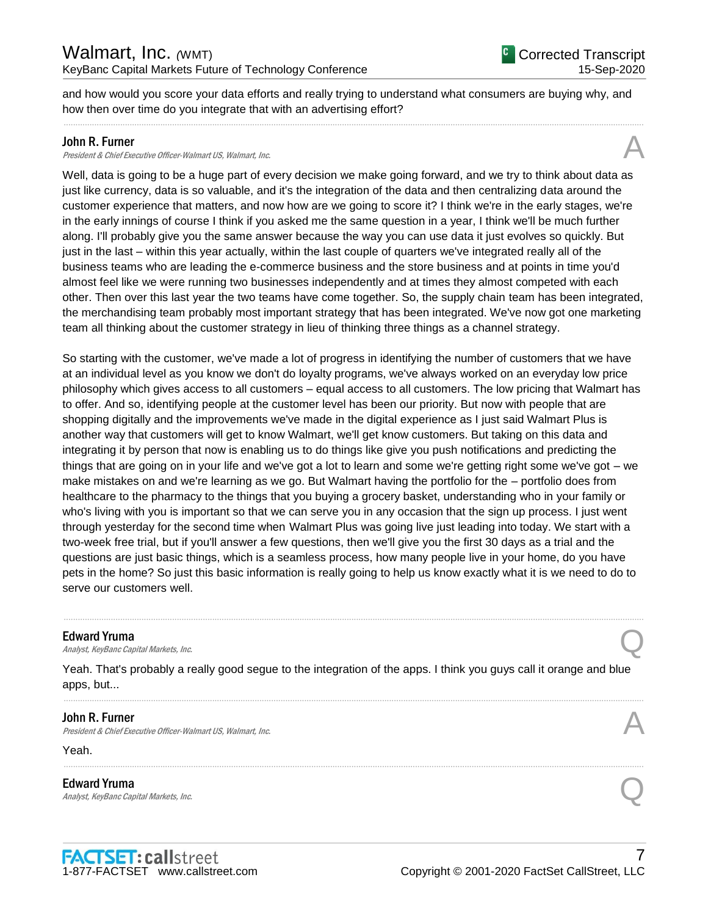and how would you score your data efforts and really trying to understand what consumers are buying why, and how then over time do you integrate that with an advertising effort?

---

**John R. Furner**
*President & Chief Executive Officer-Walmart US, Walmart, Inc.* **A**

Well, data is going to be a huge part of every decision we make going forward, and we try to think about data as just like currency, data is so valuable, and it's the integration of the data and then centralizing data around the customer experience that matters, and now how are we going to score it? I think we're in the early stages, we're in the early innings of course I think if you asked me the same question in a year, I think we'll be much further along. I'll probably give you the same answer because the way you can use data it just evolves so quickly. But just in the last – within this year actually, within the last couple of quarters we've integrated really all of the business teams who are leading the e-commerce business and the store business and at points in time you'd almost feel like we were running two businesses independently and at times they almost competed with each other. Then over this last year the two teams have come together. So, the supply chain team has been integrated, the merchandising team probably most important strategy that has been integrated. We've now got one marketing team all thinking about the customer strategy in lieu of thinking three things as a channel strategy.

So starting with the customer, we've made a lot of progress in identifying the number of customers that we have at an individual level as you know we don't do loyalty programs, we've always worked on an everyday low price philosophy which gives access to all customers – equal access to all customers. The low pricing that Walmart has to offer. And so, identifying people at the customer level has been our priority. But now with people that are shopping digitally and the improvements we've made in the digital experience as I just said Walmart Plus is another way that customers will get to know Walmart, we'll get know customers. But taking on this data and integrating it by person that now is enabling us to do things like give you push notifications and predicting the things that are going on in your life and we've got a lot to learn and some we're getting right some we've got – we make mistakes on and we're learning as we go. But Walmart having the portfolio for the – portfolio does from healthcare to the pharmacy to the things that you buying a grocery basket, understanding who in your family or who's living with you is important so that we can serve you in any occasion that the sign up process. I just went through yesterday for the second time when Walmart Plus was going live just leading into today. We start with a two-week free trial, but if you'll answer a few questions, then we'll give you the first 30 days as a trial and the questions are just basic things, which is a seamless process, how many people live in your home, do you have pets in the home? So just this basic information is really going to help us know exactly what it is we need to do to serve our customers well.

---

**Edward Yruma**
*Analyst, KeyBanc Capital Markets, Inc.* **Q**

Yeah. That's probably a really good segue to the integration of the apps. I think you guys call it orange and blue apps, but...

---

**John R. Furner**
*President & Chief Executive Officer-Walmart US, Walmart, Inc.* **A**

Yeah.

---

**Edward Yruma**
*Analyst, KeyBanc Capital Markets, Inc.* **Q**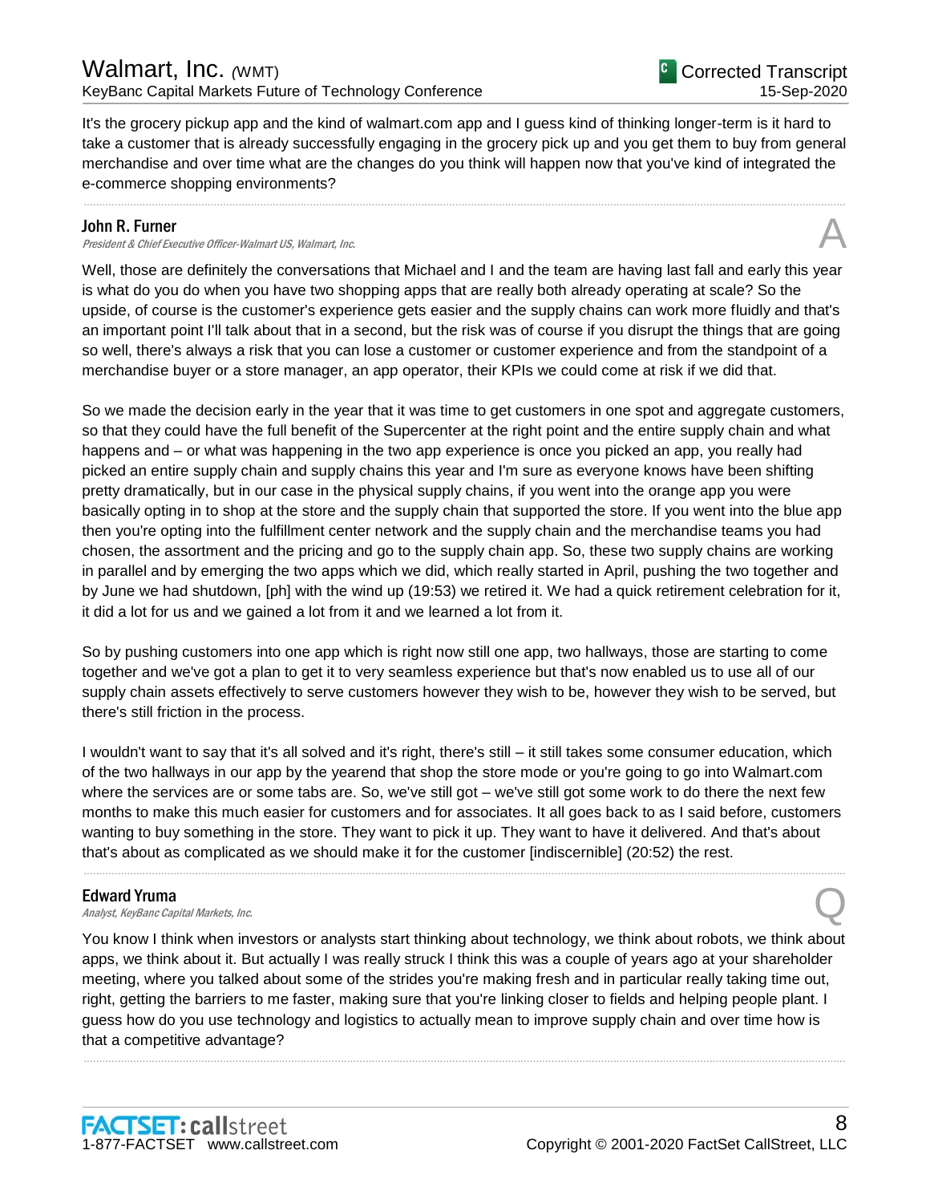It's the grocery pickup app and the kind of walmart.com app and I guess kind of thinking longer-term is it hard to take a customer that is already successfully engaging in the grocery pick up and you get them to buy from general merchandise and over time what are the changes do you think will happen now that you've kind of integrated the e-commerce shopping environments?

---

**John R. Furner**
*President & Chief Executive Officer-Walmart US, Walmart, Inc.* **A**

Well, those are definitely the conversations that Michael and I and the team are having last fall and early this year is what do you do when you have two shopping apps that are really both already operating at scale? So the upside, of course is the customer's experience gets easier and the supply chains can work more fluidly and that's an important point I'll talk about that in a second, but the risk was of course if you disrupt the things that are going so well, there's always a risk that you can lose a customer or customer experience and from the standpoint of a merchandise buyer or a store manager, an app operator, their KPIs we could come at risk if we did that.

So we made the decision early in the year that it was time to get customers in one spot and aggregate customers, so that they could have the full benefit of the Supercenter at the right point and the entire supply chain and what happens and – or what was happening in the two app experience is once you picked an app, you really had picked an entire supply chain and supply chains this year and I'm sure as everyone knows have been shifting pretty dramatically, but in our case in the physical supply chains, if you went into the orange app you were basically opting in to shop at the store and the supply chain that supported the store. If you went into the blue app then you're opting into the fulfillment center network and the supply chain and the merchandise teams you had chosen, the assortment and the pricing and go to the supply chain app. So, these two supply chains are working in parallel and by emerging the two apps which we did, which really started in April, pushing the two together and by June we had shutdown, [ph] with the wind up (19:53) we retired it. We had a quick retirement celebration for it, it did a lot for us and we gained a lot from it and we learned a lot from it.

So by pushing customers into one app which is right now still one app, two hallways, those are starting to come together and we've got a plan to get it to very seamless experience but that's now enabled us to use all of our supply chain assets effectively to serve customers however they wish to be, however they wish to be served, but there's still friction in the process.

I wouldn't want to say that it's all solved and it's right, there's still – it still takes some consumer education, which of the two hallways in our app by the yearend that shop the store mode or you're going to go into Walmart.com where the services are or some tabs are. So, we've still got – we've still got some work to do there the next few months to make this much easier for customers and for associates. It all goes back to as I said before, customers wanting to buy something in the store. They want to pick it up. They want to have it delivered. And that's about that's about as complicated as we should make it for the customer [indiscernible] (20:52) the rest.

---

**Edward Yruma**
*Analyst, KeyBanc Capital Markets, Inc.* **Q**

You know I think when investors or analysts start thinking about technology, we think about robots, we think about apps, we think about it. But actually I was really struck I think this was a couple of years ago at your shareholder meeting, where you talked about some of the strides you're making fresh and in particular really taking time out, right, getting the barriers to me faster, making sure that you're linking closer to fields and helping people plant. I guess how do you use technology and logistics to actually mean to improve supply chain and over time how is that a competitive advantage?

---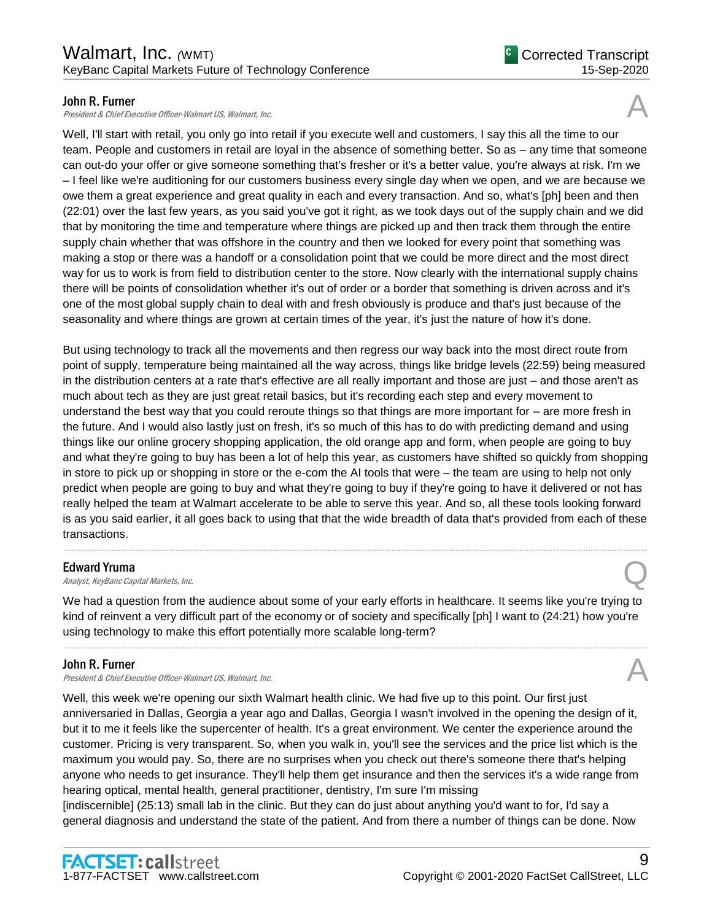**John R. Furner**
*President & Chief Executive Officer-Walmart US, Walmart, Inc.*

A

Well, I'll start with retail, you only go into retail if you execute well and customers, I say this all the time to our team. People and customers in retail are loyal in the absence of something better. So as – any time that someone can out-do your offer or give someone something that's fresher or it's a better value, you're always at risk. I'm we – I feel like we're auditioning for our customers business every single day when we open, and we are because we owe them a great experience and great quality in each and every transaction. And so, what's [ph] been and then (22:01) over the last few years, as you said you've got it right, as we took days out of the supply chain and we did that by monitoring the time and temperature where things are picked up and then track them through the entire supply chain whether that was offshore in the country and then we looked for every point that something was making a stop or there was a handoff or a consolidation point that we could be more direct and the most direct way for us to work is from field to distribution center to the store. Now clearly with the international supply chains there will be points of consolidation whether it's out of order or a border that something is driven across and it's one of the most global supply chain to deal with and fresh obviously is produce and that's just because of the seasonality and where things are grown at certain times of the year, it's just the nature of how it's done.

But using technology to track all the movements and then regress our way back into the most direct route from point of supply, temperature being maintained all the way across, things like bridge levels (22:59) being measured in the distribution centers at a rate that's effective are all really important and those are just – and those aren't as much about tech as they are just great retail basics, but it's recording each step and every movement to understand the best way that you could reroute things so that things are more important for – are more fresh in the future. And I would also lastly just on fresh, it's so much of this has to do with predicting demand and using things like our online grocery shopping application, the old orange app and form, when people are going to buy and what they're going to buy has been a lot of help this year, as customers have shifted so quickly from shopping in store to pick up or shopping in store or the e-com the AI tools that were – the team are using to help not only predict when people are going to buy and what they're going to buy if they're going to have it delivered or not has really helped the team at Walmart accelerate to be able to serve this year. And so, all these tools looking forward is as you said earlier, it all goes back to using that that the wide breadth of data that's provided from each of these transactions.

---

**Edward Yruma**
*Analyst, KeyBanc Capital Markets, Inc.*

Q

We had a question from the audience about some of your early efforts in healthcare. It seems like you're trying to kind of reinvent a very difficult part of the economy or of society and specifically [ph] I want to (24:21) how you're using technology to make this effort potentially more scalable long-term?

---

**John R. Furner**
*President & Chief Executive Officer-Walmart US, Walmart, Inc.*

A

Well, this week we're opening our sixth Walmart health clinic. We had five up to this point. Our first just anniversaried in Dallas, Georgia a year ago and Dallas, Georgia I wasn't involved in the opening the design of it, but it to me it feels like the supercenter of health. It's a great environment. We center the experience around the customer. Pricing is very transparent. So, when you walk in, you'll see the services and the price list which is the maximum you would pay. So, there are no surprises when you check out there's someone there that's helping anyone who needs to get insurance. They'll help them get insurance and then the services it's a wide range from hearing optical, mental health, general practitioner, dentistry, I'm sure I'm missing [indiscernible] (25:13) small lab in the clinic. But they can do just about anything you'd want to for, I'd say a general diagnosis and understand the state of the patient. And from there a number of things can be done. Now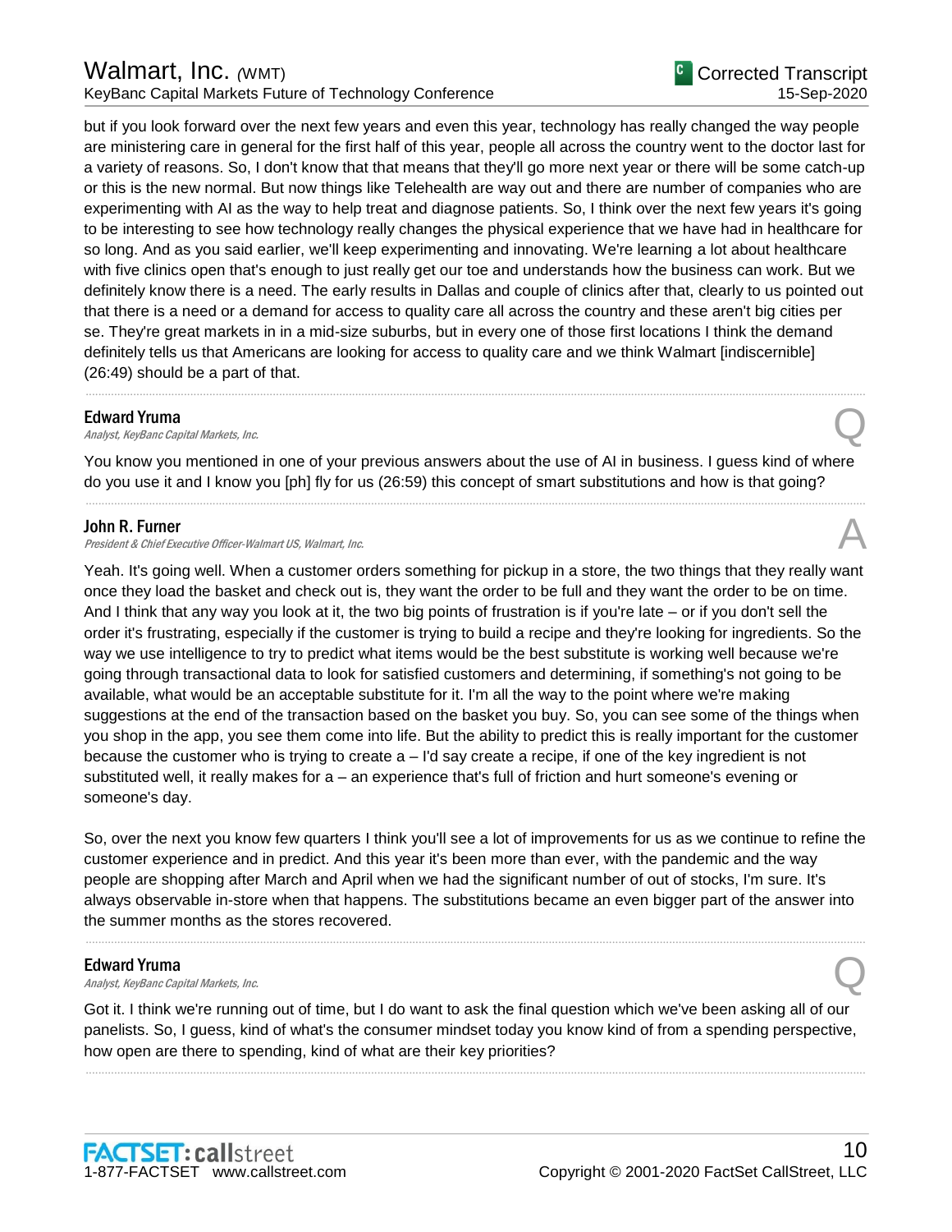but if you look forward over the next few years and even this year, technology has really changed the way people are ministering care in general for the first half of this year, people all across the country went to the doctor last for a variety of reasons. So, I don't know that that means that they'll go more next year or there will be some catch-up or this is the new normal. But now things like Telehealth are way out and there are number of companies who are experimenting with AI as the way to help treat and diagnose patients. So, I think over the next few years it's going to be interesting to see how technology really changes the physical experience that we have had in healthcare for so long. And as you said earlier, we'll keep experimenting and innovating. We're learning a lot about healthcare with five clinics open that's enough to just really get our toe and understands how the business can work. But we definitely know there is a need. The early results in Dallas and couple of clinics after that, clearly to us pointed out that there is a need or a demand for access to quality care all across the country and these aren't big cities per se. They're great markets in in a mid-size suburbs, but in every one of those first locations I think the demand definitely tells us that Americans are looking for access to quality care and we think Walmart [indiscernible] (26:49) should be a part of that.

---

**Edward Yruma**
*Analyst, KeyBanc Capital Markets, Inc.* — **Q**

You know you mentioned in one of your previous answers about the use of AI in business. I guess kind of where do you use it and I know you [ph] fly for us (26:59) this concept of smart substitutions and how is that going?

---

**John R. Furner**
*President & Chief Executive Officer-Walmart US, Walmart, Inc.* — **A**

Yeah. It's going well. When a customer orders something for pickup in a store, the two things that they really want once they load the basket and check out is, they want the order to be full and they want the order to be on time. And I think that any way you look at it, the two big points of frustration is if you're late – or if you don't sell the order it's frustrating, especially if the customer is trying to build a recipe and they're looking for ingredients. So the way we use intelligence to try to predict what items would be the best substitute is working well because we're going through transactional data to look for satisfied customers and determining, if something's not going to be available, what would be an acceptable substitute for it. I'm all the way to the point where we're making suggestions at the end of the transaction based on the basket you buy. So, you can see some of the things when you shop in the app, you see them come into life. But the ability to predict this is really important for the customer because the customer who is trying to create a – I'd say create a recipe, if one of the key ingredient is not substituted well, it really makes for a – an experience that's full of friction and hurt someone's evening or someone's day.

So, over the next you know few quarters I think you'll see a lot of improvements for us as we continue to refine the customer experience and in predict. And this year it's been more than ever, with the pandemic and the way people are shopping after March and April when we had the significant number of out of stocks, I'm sure. It's always observable in-store when that happens. The substitutions became an even bigger part of the answer into the summer months as the stores recovered.

---

**Edward Yruma**
*Analyst, KeyBanc Capital Markets, Inc.* — **Q**

Got it. I think we're running out of time, but I do want to ask the final question which we've been asking all of our panelists. So, I guess, kind of what's the consumer mindset today you know kind of from a spending perspective, how open are there to spending, kind of what are their key priorities?

---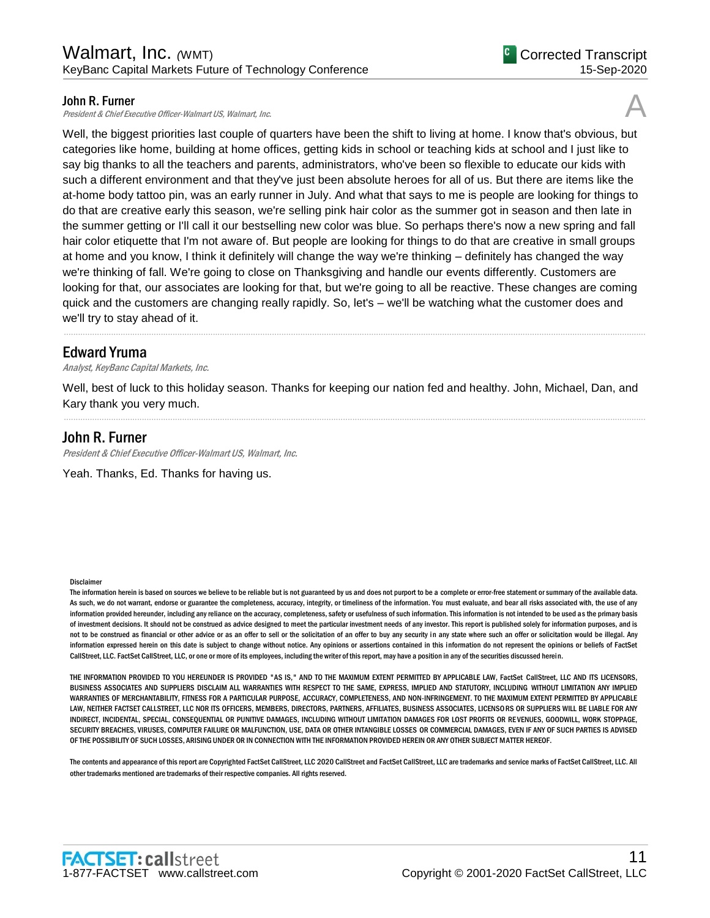**John R. Furner**
*President & Chief Executive Officer-Walmart US, Walmart, Inc.*

A

Well, the biggest priorities last couple of quarters have been the shift to living at home. I know that's obvious, but categories like home, building at home offices, getting kids in school or teaching kids at school and I just like to say big thanks to all the teachers and parents, administrators, who've been so flexible to educate our kids with such a different environment and that they've just been absolute heroes for all of us. But there are items like the at-home body tattoo pin, was an early runner in July. And what that says to me is people are looking for things to do that are creative early this season, we're selling pink hair color as the summer got in season and then late in the summer getting or I'll call it our bestselling new color was blue. So perhaps there's now a new spring and fall hair color etiquette that I'm not aware of. But people are looking for things to do that are creative in small groups at home and you know, I think it definitely will change the way we're thinking – definitely has changed the way we're thinking of fall. We're going to close on Thanksgiving and handle our events differently. Customers are looking for that, our associates are looking for that, but we're going to all be reactive. These changes are coming quick and the customers are changing really rapidly. So, let's – we'll be watching what the customer does and we'll try to stay ahead of it.

---

**Edward Yruma**
*Analyst, KeyBanc Capital Markets, Inc.*

Well, best of luck to this holiday season. Thanks for keeping our nation fed and healthy. John, Michael, Dan, and Kary thank you very much.

---

**John R. Furner**
*President & Chief Executive Officer-Walmart US, Walmart, Inc.*

Yeah. Thanks, Ed. Thanks for having us.

Disclaimer

The information herein is based on sources we believe to be reliable but is not guaranteed by us and does not purport to be a complete or error-free statement or summary of the available data. As such, we do not warrant, endorse or guarantee the completeness, accuracy, integrity, or timeliness of the information. You must evaluate, and bear all risks associated with, the use of any information provided hereunder, including any reliance on the accuracy, completeness, safety or usefulness of such information. This information is not intended to be used as the primary basis of investment decisions. It should not be construed as advice designed to meet the particular investment needs of any investor. This report is published solely for information purposes, and is not to be construed as financial or other advice or as an offer to sell or the solicitation of an offer to buy any security in any state where such an offer or solicitation would be illegal. Any information expressed herein on this date is subject to change without notice. Any opinions or assertions contained in this information do not represent the opinions or beliefs of FactSet CallStreet, LLC. FactSet CallStreet, LLC, or one or more of its employees, including the writer of this report, may have a position in any of the securities discussed herein.

THE INFORMATION PROVIDED TO YOU HEREUNDER IS PROVIDED "AS IS," AND TO THE MAXIMUM EXTENT PERMITTED BY APPLICABLE LAW, FactSet CallStreet, LLC AND ITS LICENSORS, BUSINESS ASSOCIATES AND SUPPLIERS DISCLAIM ALL WARRANTIES WITH RESPECT TO THE SAME, EXPRESS, IMPLIED AND STATUTORY, INCLUDING WITHOUT LIMITATION ANY IMPLIED WARRANTIES OF MERCHANTABILITY, FITNESS FOR A PARTICULAR PURPOSE, ACCURACY, COMPLETENESS, AND NON-INFRINGEMENT. TO THE MAXIMUM EXTENT PERMITTED BY APPLICABLE LAW, NEITHER FACTSET CALLSTREET, LLC NOR ITS OFFICERS, MEMBERS, DIRECTORS, PARTNERS, AFFILIATES, BUSINESS ASSOCIATES, LICENSORS OR SUPPLIERS WILL BE LIABLE FOR ANY INDIRECT, INCIDENTAL, SPECIAL, CONSEQUENTIAL OR PUNITIVE DAMAGES, INCLUDING WITHOUT LIMITATION DAMAGES FOR LOST PROFITS OR REVENUES, GOODWILL, WORK STOPPAGE, SECURITY BREACHES, VIRUSES, COMPUTER FAILURE OR MALFUNCTION, USE, DATA OR OTHER INTANGIBLE LOSSES OR COMMERCIAL DAMAGES, EVEN IF ANY OF SUCH PARTIES IS ADVISED OF THE POSSIBILITY OF SUCH LOSSES, ARISING UNDER OR IN CONNECTION WITH THE INFORMATION PROVIDED HEREIN OR ANY OTHER SUBJECT MATTER HEREOF.

The contents and appearance of this report are Copyrighted FactSet CallStreet, LLC 2020 CallStreet and FactSet CallStreet, LLC are trademarks and service marks of FactSet CallStreet, LLC. All other trademarks mentioned are trademarks of their respective companies. All rights reserved.